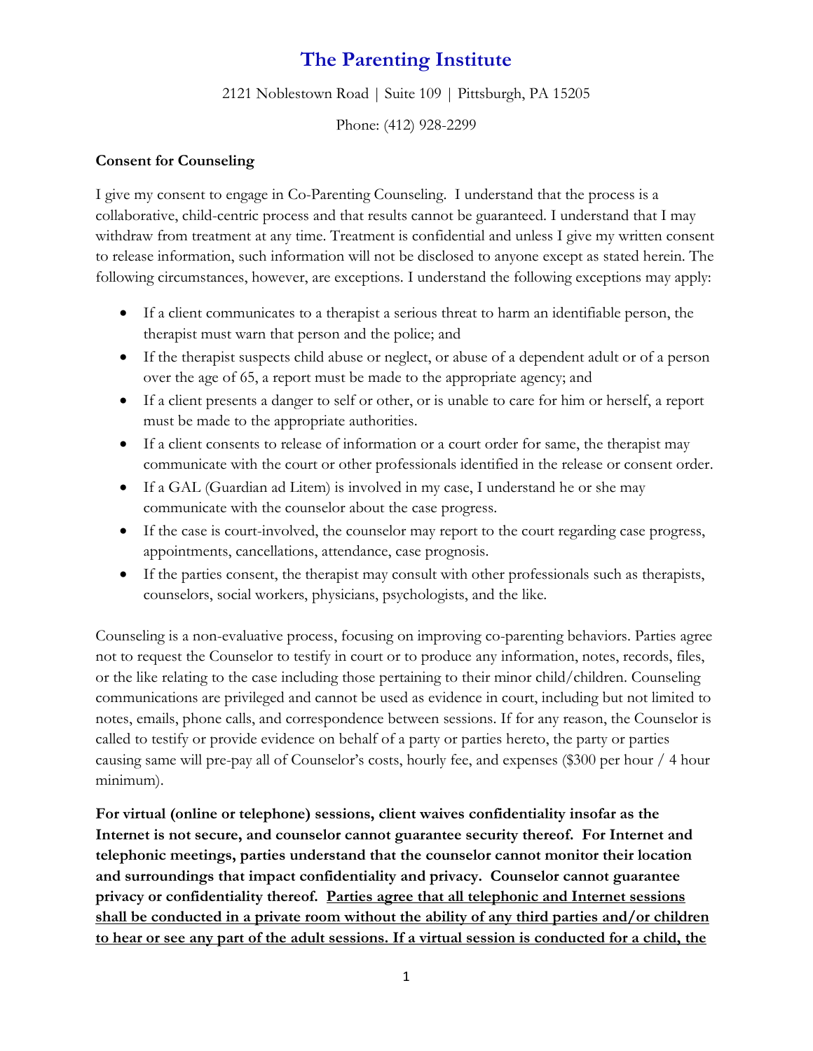# The Parenting Institute

2121 Noblestown Road | Suite 109 | Pittsburgh, PA 15205

Phone: (412) 928-2299

**Consent for Counseling**

I give my consent to engage in Co-Parenting Counseling. I understand that the process is a collaborative, child-centric process and that results cannot be guaranteed. I understand that I may withdraw from treatment at any time. Treatment is confidential and unless I give my written consent to release information, such information will not be disclosed to anyone except as stated herein. The following circumstances, however, are exceptions. I understand the following exceptions may apply:

- If a client communicates to a therapist a serious threat to harm an identifiable person, the therapist must warn that person and the police; and
- If the therapist suspects child abuse or neglect, or abuse of a dependent adult or of a person over the age of 65, a report must be made to the appropriate agency; and
- If a client presents a danger to self or other, or is unable to care for him or herself, a report must be made to the appropriate authorities.
- If a client consents to release of information or a court order for same, the therapist may communicate with the court or other professionals identified in the release or consent order.
- If a GAL (Guardian ad Litem) is involved in my case, I understand he or she may communicate with the counselor about the case progress.
- If the case is court-involved, the counselor may report to the court regarding case progress, appointments, cancellations, attendance, case prognosis.
- If the parties consent, the therapist may consult with other professionals such as therapists, counselors, social workers, physicians, psychologists, and the like.

Counseling is a non-evaluative process, focusing on improving co-parenting behaviors. Parties agree not to request the Counselor to testify in court or to produce any information, notes, records, files, or the like relating to the case including those pertaining to their minor child/children. Counseling communications are privileged and cannot be used as evidence in court, including but not limited to notes, emails, phone calls, and correspondence between sessions. If for any reason, the Counselor is called to testify or provide evidence on behalf of a party or parties hereto, the party or parties causing same will pre-pay all of Counselor's costs, hourly fee, and expenses ($300 per hour / 4 hour minimum).

**For virtual (online or telephone) sessions, client waives confidentiality insofar as the Internet is not secure, and counselor cannot guarantee security thereof. For Internet and telephonic meetings, parties understand that the counselor cannot monitor their location and surroundings that impact confidentiality and privacy. Counselor cannot guarantee privacy or confidentiality thereof. <u>Parties agree that all telephonic and Internet sessions shall be conducted in a private room without the ability of any third parties and/or children to hear or see any part of the adult sessions. If a virtual session is conducted for a child, the</u>**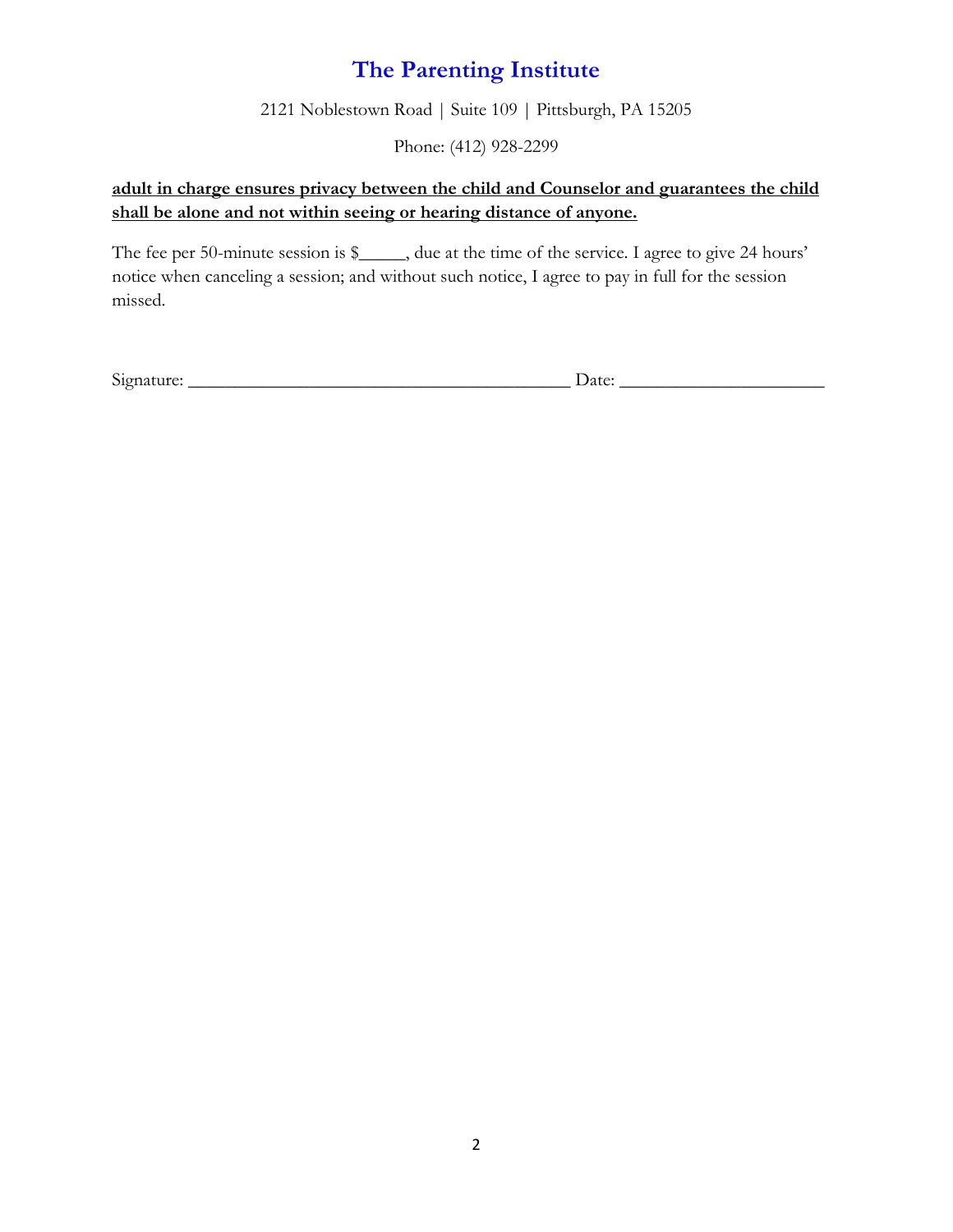# The Parenting Institute

2121 Noblestown Road | Suite 109 | Pittsburgh, PA 15205

Phone: (412) 928-2299

**adult in charge ensures privacy between the child and Counselor and guarantees the child shall be alone and not within seeing or hearing distance of anyone.**

The fee per 50-minute session is $_____, due at the time of the service. I agree to give 24 hours' notice when canceling a session; and without such notice, I agree to pay in full for the session missed.

Signature: ________________________________________ Date: ______________________